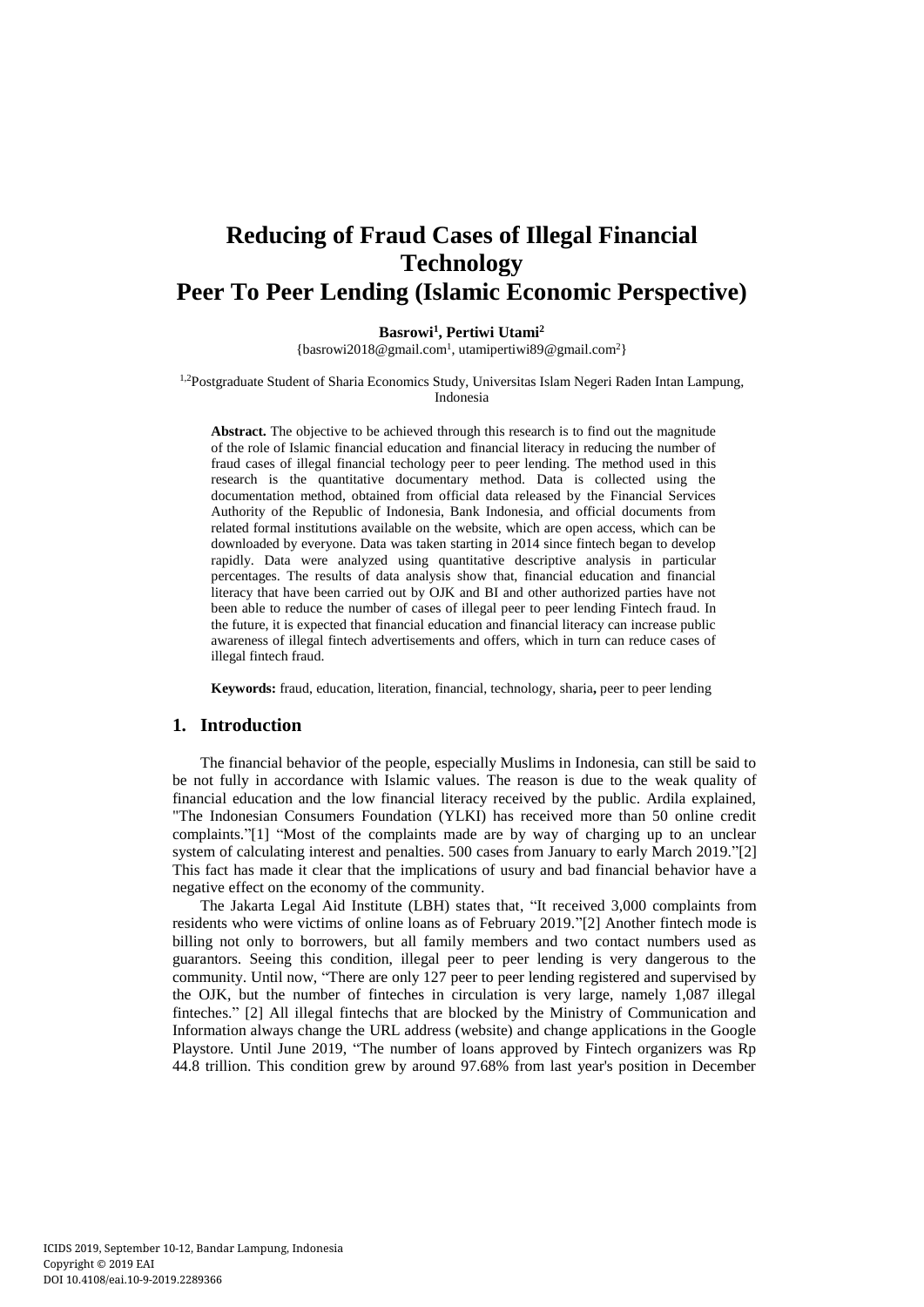# Reducing of Fraud Cases of Illegal Financial Technology Peer To Peer Lending (Islamic Economic Perspective)

**Basrowi[1], Pertiwi Utami[2]**

{basrowi2018@gmail.com[1], utamipertiwi89@gmail.com[2]}

[1,2]Postgraduate Student of Sharia Economics Study, Universitas Islam Negeri Raden Intan Lampung, Indonesia

**Abstract.** The objective to be achieved through this research is to find out the magnitude of the role of Islamic financial education and financial literacy in reducing the number of fraud cases of illegal financial techology peer to peer lending. The method used in this research is the quantitative documentary method. Data is collected using the documentation method, obtained from official data released by the Financial Services Authority of the Republic of Indonesia, Bank Indonesia, and official documents from related formal institutions available on the website, which are open access, which can be downloaded by everyone. Data was taken starting in 2014 since fintech began to develop rapidly. Data were analyzed using quantitative descriptive analysis in particular percentages. The results of data analysis show that, financial education and financial literacy that have been carried out by OJK and BI and other authorized parties have not been able to reduce the number of cases of illegal peer to peer lending Fintech fraud. In the future, it is expected that financial education and financial literacy can increase public awareness of illegal fintech advertisements and offers, which in turn can reduce cases of illegal fintech fraud.

**Keywords:** fraud, education, literation, financial, technology, sharia**,** peer to peer lending

## 1. Introduction

The financial behavior of the people, especially Muslims in Indonesia, can still be said to be not fully in accordance with Islamic values. The reason is due to the weak quality of financial education and the low financial literacy received by the public. Ardila explained, "The Indonesian Consumers Foundation (YLKI) has received more than 50 online credit complaints."[1] "Most of the complaints made are by way of charging up to an unclear system of calculating interest and penalties. 500 cases from January to early March 2019."[2] This fact has made it clear that the implications of usury and bad financial behavior have a negative effect on the economy of the community.

The Jakarta Legal Aid Institute (LBH) states that, "It received 3,000 complaints from residents who were victims of online loans as of February 2019."[2] Another fintech mode is billing not only to borrowers, but all family members and two contact numbers used as guarantors. Seeing this condition, illegal peer to peer lending is very dangerous to the community. Until now, "There are only 127 peer to peer lending registered and supervised by the OJK, but the number of finteches in circulation is very large, namely 1,087 illegal finteches." [2] All illegal fintechs that are blocked by the Ministry of Communication and Information always change the URL address (website) and change applications in the Google Playstore. Until June 2019, "The number of loans approved by Fintech organizers was Rp 44.8 trillion. This condition grew by around 97.68% from last year's position in December

ICIDS 2019, September 10-12, Bandar Lampung, Indonesia
Copyright © 2019 EAI
DOI 10.4108/eai.10-9-2019.2289366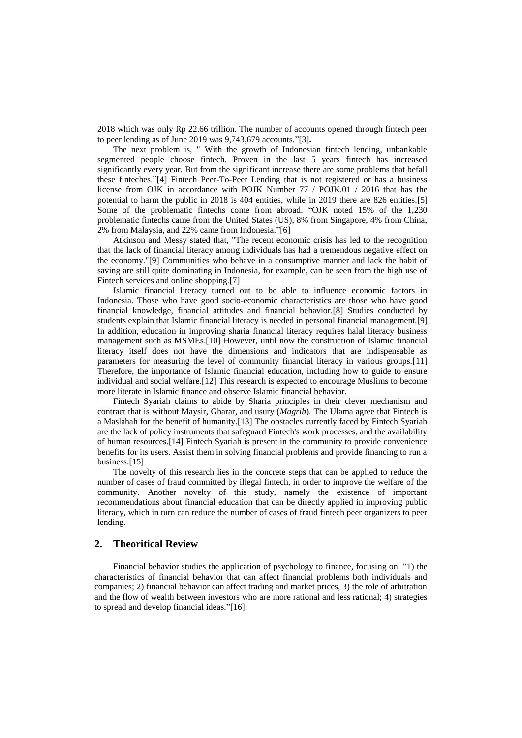2018 which was only Rp 22.66 trillion. The number of accounts opened through fintech peer to peer lending as of June 2019 was 9,743,679 accounts."[3]**.**

The next problem is, " With the growth of Indonesian fintech lending, unbankable segmented people choose fintech. Proven in the last 5 years fintech has increased significantly every year. But from the significant increase there are some problems that befall these finteches."[4] Fintech Peer-To-Peer Lending that is not registered or has a business license from OJK in accordance with POJK Number 77 / POJK.01 / 2016 that has the potential to harm the public in 2018 is 404 entities, while in 2019 there are 826 entities.[5] Some of the problematic fintechs come from abroad. "OJK noted 15% of the 1,230 problematic fintechs came from the United States (US), 8% from Singapore, 4% from China, 2% from Malaysia, and 22% came from Indonesia."[6]

Atkinson and Messy stated that, "The recent economic crisis has led to the recognition that the lack of financial literacy among individuals has had a tremendous negative effect on the economy."[9] Communities who behave in a consumptive manner and lack the habit of saving are still quite dominating in Indonesia, for example, can be seen from the high use of Fintech services and online shopping.[7]

Islamic financial literacy turned out to be able to influence economic factors in Indonesia. Those who have good socio-economic characteristics are those who have good financial knowledge, financial attitudes and financial behavior.[8] Studies conducted by students explain that Islamic financial literacy is needed in personal financial management.[9] In addition, education in improving sharia financial literacy requires halal literacy business management such as MSMEs.[10] However, until now the construction of Islamic financial literacy itself does not have the dimensions and indicators that are indispensable as parameters for measuring the level of community financial literacy in various groups.[11] Therefore, the importance of Islamic financial education, including how to guide to ensure individual and social welfare.[12] This research is expected to encourage Muslims to become more literate in Islamic finance and observe Islamic financial behavior.

Fintech Syariah claims to abide by Sharia principles in their clever mechanism and contract that is without Maysir, Gharar, and usury (*Magrib*). The Ulama agree that Fintech is a Maslahah for the benefit of humanity.[13] The obstacles currently faced by Fintech Syariah are the lack of policy instruments that safeguard Fintech's work processes, and the availability of human resources.[14] Fintech Syariah is present in the community to provide convenience benefits for its users. Assist them in solving financial problems and provide financing to run a business.[15]

The novelty of this research lies in the concrete steps that can be applied to reduce the number of cases of fraud committed by illegal fintech, in order to improve the welfare of the community. Another novelty of this study, namely the existence of important recommendations about financial education that can be directly applied in improving public literacy, which in turn can reduce the number of cases of fraud fintech peer organizers to peer lending.

## 2. Theoritical Review

Financial behavior studies the application of psychology to finance, focusing on: "1) the characteristics of financial behavior that can affect financial problems both individuals and companies; 2) financial behavior can affect trading and market prices, 3) the role of arbitration and the flow of wealth between investors who are more rational and less rational; 4) strategies to spread and develop financial ideas."[16].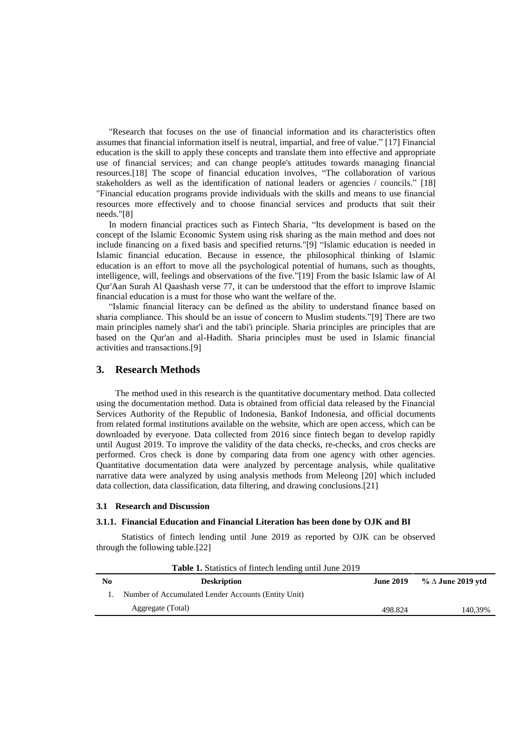"Research that focuses on the use of financial information and its characteristics often assumes that financial information itself is neutral, impartial, and free of value." [17] Financial education is the skill to apply these concepts and translate them into effective and appropriate use of financial services; and can change people's attitudes towards managing financial resources.[18] The scope of financial education involves, "The collaboration of various stakeholders as well as the identification of national leaders or agencies / councils." [18] "Financial education programs provide individuals with the skills and means to use financial resources more effectively and to choose financial services and products that suit their needs."[8]

In modern financial practices such as Fintech Sharia, "Its development is based on the concept of the Islamic Economic System using risk sharing as the main method and does not include financing on a fixed basis and specified returns."[9] "Islamic education is needed in Islamic financial education. Because in essence, the philosophical thinking of Islamic education is an effort to move all the psychological potential of humans, such as thoughts, intelligence, will, feelings and observations of the five."[19] From the basic Islamic law of Al Qur'Aan Surah Al Qaashash verse 77, it can be understood that the effort to improve Islamic financial education is a must for those who want the welfare of the.

"Islamic financial literacy can be defined as the ability to understand finance based on sharia compliance. This should be an issue of concern to Muslim students."[9] There are two main principles namely shar'i and the tabi'i principle. Sharia principles are principles that are based on the Qur'an and al-Hadith. Sharia principles must be used in Islamic financial activities and transactions.[9]

## 3. Research Methods

The method used in this research is the quantitative documentary method. Data collected using the documentation method. Data is obtained from official data released by the Financial Services Authority of the Republic of Indonesia, Bankof Indonesia, and official documents from related formal institutions available on the website, which are open access, which can be downloaded by everyone. Data collected from 2016 since fintech began to develop rapidly until August 2019. To improve the validity of the data checks, re-checks, and cros checks are performed. Cros check is done by comparing data from one agency with other agencies. Quantitative documentation data were analyzed by percentage analysis, while qualitative narrative data were analyzed by using analysis methods from Meleong [20] which included data collection, data classification, data filtering, and drawing conclusions.[21]

### 3.1 Research and Discussion

#### 3.1.1. Financial Education and Financial Literation has been done by OJK and BI

Statistics of fintech lending until June 2019 as reported by OJK can be observed through the following table.[22]

**Table 1.** Statistics of fintech lending until June 2019

| No | Deskription | June 2019 | % ∆ June 2019 ytd |
|---|---|---|---|
| 1. | Number of Accumulated Lender Accounts (Entity Unit) | | |
| | Aggregate (Total) | 498.824 | 140,39% |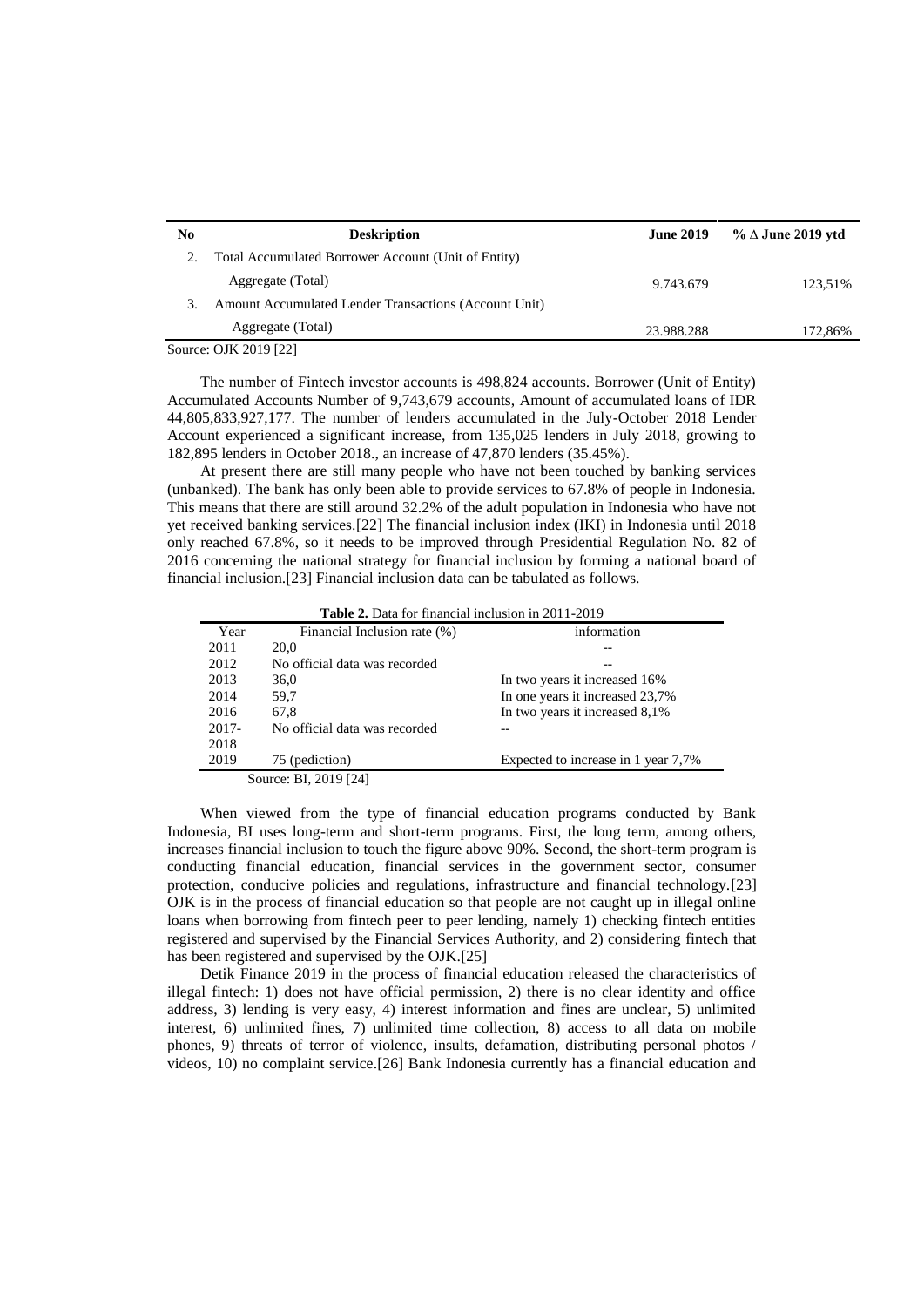| No | Deskription | June 2019 | % ∆ June 2019 ytd |
|---|---|---|---|
| 2. | Total Accumulated Borrower Account (Unit of Entity) | | |
| | Aggregate (Total) | 9.743.679 | 123,51% |
| 3. | Amount Accumulated Lender Transactions (Account Unit) | | |
| | Aggregate (Total) | 23.988.288 | 172,86% |

Source: OJK 2019 [22]

The number of Fintech investor accounts is 498,824 accounts. Borrower (Unit of Entity) Accumulated Accounts Number of 9,743,679 accounts, Amount of accumulated loans of IDR 44,805,833,927,177. The number of lenders accumulated in the July-October 2018 Lender Account experienced a significant increase, from 135,025 lenders in July 2018, growing to 182,895 lenders in October 2018., an increase of 47,870 lenders (35.45%).

At present there are still many people who have not been touched by banking services (unbanked). The bank has only been able to provide services to 67.8% of people in Indonesia. This means that there are still around 32.2% of the adult population in Indonesia who have not yet received banking services.[22] The financial inclusion index (IKI) in Indonesia until 2018 only reached 67.8%, so it needs to be improved through Presidential Regulation No. 82 of 2016 concerning the national strategy for financial inclusion by forming a national board of financial inclusion.[23] Financial inclusion data can be tabulated as follows.

**Table 2.** Data for financial inclusion in 2011-2019

| Year | Financial Inclusion rate (%) | information |
|---|---|---|
| 2011 | 20,0 | -- |
| 2012 | No official data was recorded | -- |
| 2013 | 36,0 | In two years it increased 16% |
| 2014 | 59,7 | In one years it increased 23,7% |
| 2016 | 67,8 | In two years it increased 8,1% |
| 2017-2018 | No official data was recorded | -- |
| 2019 | 75 (pediction) | Expected to increase in 1 year 7,7% |

Source: BI, 2019 [24]

When viewed from the type of financial education programs conducted by Bank Indonesia, BI uses long-term and short-term programs. First, the long term, among others, increases financial inclusion to touch the figure above 90%. Second, the short-term program is conducting financial education, financial services in the government sector, consumer protection, conducive policies and regulations, infrastructure and financial technology.[23] OJK is in the process of financial education so that people are not caught up in illegal online loans when borrowing from fintech peer to peer lending, namely 1) checking fintech entities registered and supervised by the Financial Services Authority, and 2) considering fintech that has been registered and supervised by the OJK.[25]

Detik Finance 2019 in the process of financial education released the characteristics of illegal fintech: 1) does not have official permission, 2) there is no clear identity and office address, 3) lending is very easy, 4) interest information and fines are unclear, 5) unlimited interest, 6) unlimited fines, 7) unlimited time collection, 8) access to all data on mobile phones, 9) threats of terror of violence, insults, defamation, distributing personal photos / videos, 10) no complaint service.[26] Bank Indonesia currently has a financial education and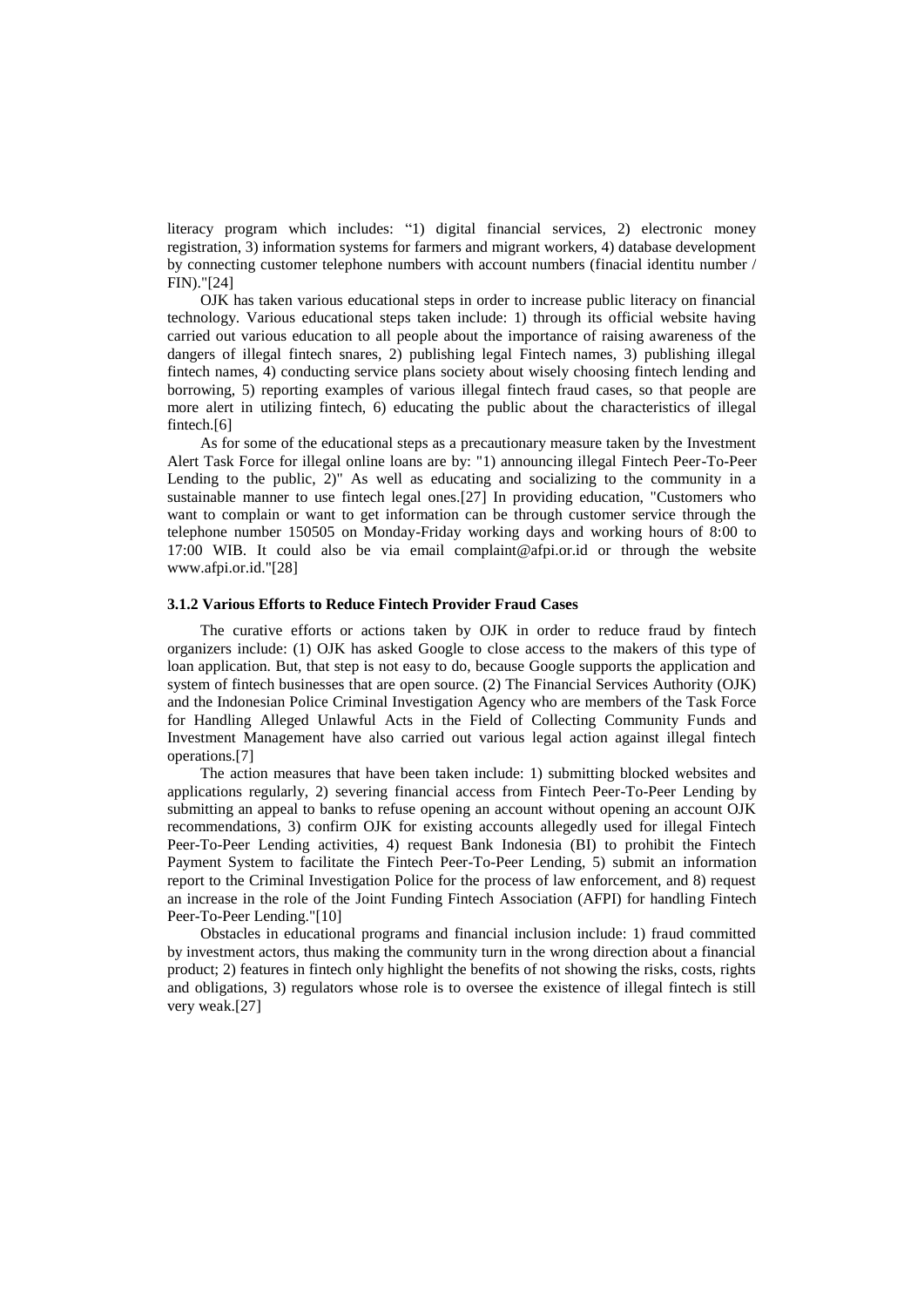literacy program which includes: "1) digital financial services, 2) electronic money registration, 3) information systems for farmers and migrant workers, 4) database development by connecting customer telephone numbers with account numbers (finacial identitu number / FIN)."[24]

OJK has taken various educational steps in order to increase public literacy on financial technology. Various educational steps taken include: 1) through its official website having carried out various education to all people about the importance of raising awareness of the dangers of illegal fintech snares, 2) publishing legal Fintech names, 3) publishing illegal fintech names, 4) conducting service plans society about wisely choosing fintech lending and borrowing, 5) reporting examples of various illegal fintech fraud cases, so that people are more alert in utilizing fintech, 6) educating the public about the characteristics of illegal fintech.[6]

As for some of the educational steps as a precautionary measure taken by the Investment Alert Task Force for illegal online loans are by: "1) announcing illegal Fintech Peer-To-Peer Lending to the public, 2)" As well as educating and socializing to the community in a sustainable manner to use fintech legal ones.[27] In providing education, "Customers who want to complain or want to get information can be through customer service through the telephone number 150505 on Monday-Friday working days and working hours of 8:00 to 17:00 WIB. It could also be via email complaint@afpi.or.id or through the website www.afpi.or.id."[28]

### 3.1.2 Various Efforts to Reduce Fintech Provider Fraud Cases

The curative efforts or actions taken by OJK in order to reduce fraud by fintech organizers include: (1) OJK has asked Google to close access to the makers of this type of loan application. But, that step is not easy to do, because Google supports the application and system of fintech businesses that are open source. (2) The Financial Services Authority (OJK) and the Indonesian Police Criminal Investigation Agency who are members of the Task Force for Handling Alleged Unlawful Acts in the Field of Collecting Community Funds and Investment Management have also carried out various legal action against illegal fintech operations.[7]

The action measures that have been taken include: 1) submitting blocked websites and applications regularly, 2) severing financial access from Fintech Peer-To-Peer Lending by submitting an appeal to banks to refuse opening an account without opening an account OJK recommendations, 3) confirm OJK for existing accounts allegedly used for illegal Fintech Peer-To-Peer Lending activities, 4) request Bank Indonesia (BI) to prohibit the Fintech Payment System to facilitate the Fintech Peer-To-Peer Lending, 5) submit an information report to the Criminal Investigation Police for the process of law enforcement, and 8) request an increase in the role of the Joint Funding Fintech Association (AFPI) for handling Fintech Peer-To-Peer Lending."[10]

Obstacles in educational programs and financial inclusion include: 1) fraud committed by investment actors, thus making the community turn in the wrong direction about a financial product; 2) features in fintech only highlight the benefits of not showing the risks, costs, rights and obligations, 3) regulators whose role is to oversee the existence of illegal fintech is still very weak.[27]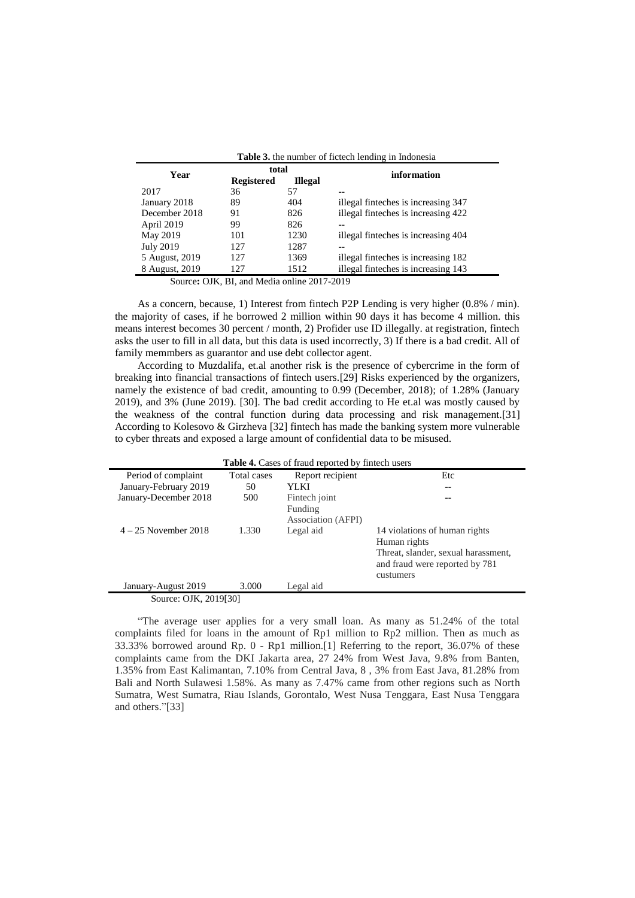**Table 3.** the number of fictech lending in Indonesia

| Year | total | | information |
|---|---|---|---|
| | Registered | Illegal | |
| 2017 | 36 | 57 | -- |
| January 2018 | 89 | 404 | illegal finteches is increasing 347 |
| December 2018 | 91 | 826 | illegal finteches is increasing 422 |
| April 2019 | 99 | 826 | -- |
| May 2019 | 101 | 1230 | illegal finteches is increasing 404 |
| July 2019 | 127 | 1287 | -- |
| 5 August, 2019 | 127 | 1369 | illegal finteches is increasing 182 |
| 8 August, 2019 | 127 | 1512 | illegal finteches is increasing 143 |

Source**:** OJK, BI, and Media online 2017-2019

As a concern, because, 1) Interest from fintech P2P Lending is very higher (0.8% / min). the majority of cases, if he borrowed 2 million within 90 days it has become 4 million. this means interest becomes 30 percent / month, 2) Profider use ID illegally. at registration, fintech asks the user to fill in all data, but this data is used incorrectly, 3) If there is a bad credit. All of family memmbers as guarantor and use debt collector agent.

According to Muzdalifa, et.al another risk is the presence of cybercrime in the form of breaking into financial transactions of fintech users.[29] Risks experienced by the organizers, namely the existence of bad credit, amounting to 0.99 (December, 2018); of 1.28% (January 2019), and 3% (June 2019). [30]. The bad credit according to He et.al was mostly caused by the weakness of the contral function during data processing and risk management.[31] According to Kolesovo & Girzheva [32] fintech has made the banking system more vulnerable to cyber threats and exposed a large amount of confidential data to be misused.

**Table 4.** Cases of fraud reported by fintech users

| Period of complaint | Total cases | Report recipient | Etc |
|---|---|---|---|
| January-February 2019 | 50 | YLKI | -- |
| January-December 2018 | 500 | Fintech joint Funding Association (AFPI) | -- |
| 4 – 25 November 2018 | 1.330 | Legal aid | 14 violations of human rights Human rights Threat, slander, sexual harassment, and fraud were reported by 781 custumers |
| January-August 2019 | 3.000 | Legal aid | |

Source: OJK, 2019[30]

"The average user applies for a very small loan. As many as 51.24% of the total complaints filed for loans in the amount of Rp1 million to Rp2 million. Then as much as 33.33% borrowed around Rp. 0 - Rp1 million.[1] Referring to the report, 36.07% of these complaints came from the DKI Jakarta area, 27 24% from West Java, 9.8% from Banten, 1.35% from East Kalimantan, 7.10% from Central Java, 8 , 3% from East Java, 81.28% from Bali and North Sulawesi 1.58%. As many as 7.47% came from other regions such as North Sumatra, West Sumatra, Riau Islands, Gorontalo, West Nusa Tenggara, East Nusa Tenggara and others."[33]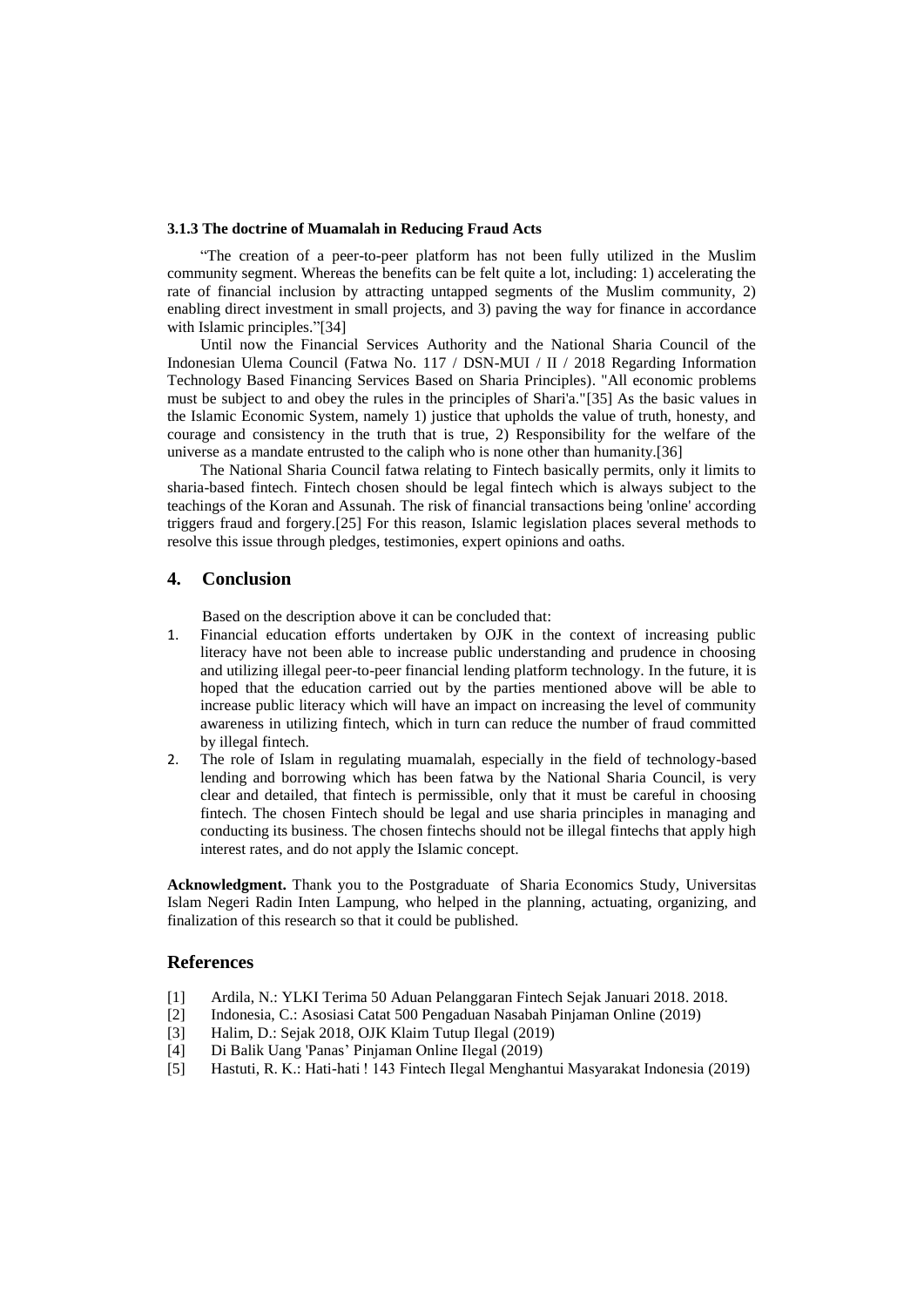### 3.1.3 The doctrine of Muamalah in Reducing Fraud Acts

"The creation of a peer-to-peer platform has not been fully utilized in the Muslim community segment. Whereas the benefits can be felt quite a lot, including: 1) accelerating the rate of financial inclusion by attracting untapped segments of the Muslim community, 2) enabling direct investment in small projects, and 3) paving the way for finance in accordance with Islamic principles."[34]

Until now the Financial Services Authority and the National Sharia Council of the Indonesian Ulema Council (Fatwa No. 117 / DSN-MUI / II / 2018 Regarding Information Technology Based Financing Services Based on Sharia Principles). "All economic problems must be subject to and obey the rules in the principles of Shari'a."[35] As the basic values in the Islamic Economic System, namely 1) justice that upholds the value of truth, honesty, and courage and consistency in the truth that is true, 2) Responsibility for the welfare of the universe as a mandate entrusted to the caliph who is none other than humanity.[36]

The National Sharia Council fatwa relating to Fintech basically permits, only it limits to sharia-based fintech. Fintech chosen should be legal fintech which is always subject to the teachings of the Koran and Assunah. The risk of financial transactions being 'online' according triggers fraud and forgery.[25] For this reason, Islamic legislation places several methods to resolve this issue through pledges, testimonies, expert opinions and oaths.

## 4. Conclusion

Based on the description above it can be concluded that:

1. Financial education efforts undertaken by OJK in the context of increasing public literacy have not been able to increase public understanding and prudence in choosing and utilizing illegal peer-to-peer financial lending platform technology. In the future, it is hoped that the education carried out by the parties mentioned above will be able to increase public literacy which will have an impact on increasing the level of community awareness in utilizing fintech, which in turn can reduce the number of fraud committed by illegal fintech.
2. The role of Islam in regulating muamalah, especially in the field of technology-based lending and borrowing which has been fatwa by the National Sharia Council, is very clear and detailed, that fintech is permissible, only that it must be careful in choosing fintech. The chosen Fintech should be legal and use sharia principles in managing and conducting its business. The chosen fintechs should not be illegal fintechs that apply high interest rates, and do not apply the Islamic concept.

**Acknowledgment.** Thank you to the Postgraduate of Sharia Economics Study, Universitas Islam Negeri Radin Inten Lampung, who helped in the planning, actuating, organizing, and finalization of this research so that it could be published.

## References

[1] Ardila, N.: YLKI Terima 50 Aduan Pelanggaran Fintech Sejak Januari 2018. 2018.

[2] Indonesia, C.: Asosiasi Catat 500 Pengaduan Nasabah Pinjaman Online (2019)

[3] Halim, D.: Sejak 2018, OJK Klaim Tutup Ilegal (2019)

[4] Di Balik Uang 'Panas' Pinjaman Online Ilegal (2019)

[5] Hastuti, R. K.: Hati-hati ! 143 Fintech Ilegal Menghantui Masyarakat Indonesia (2019)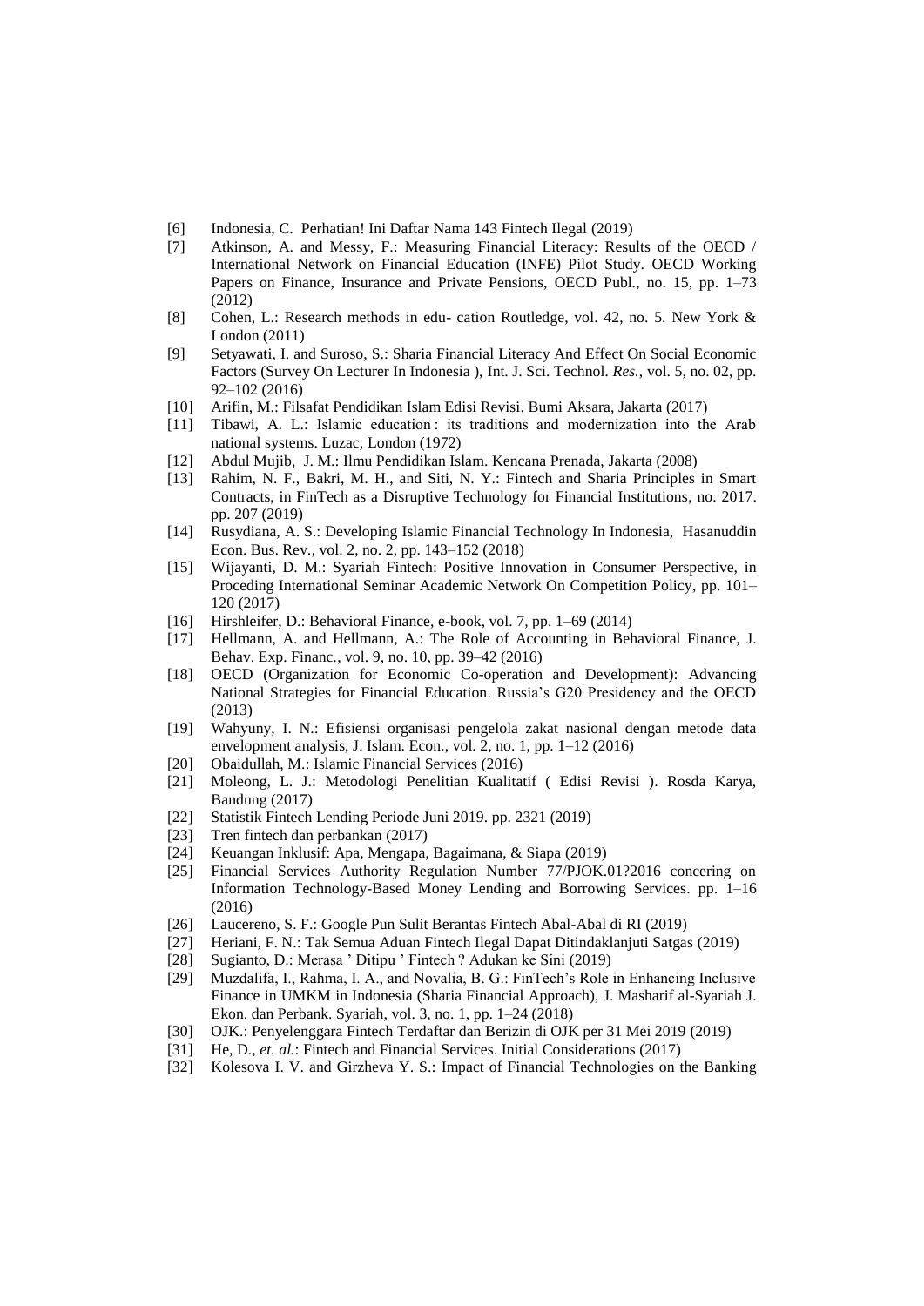[6] Indonesia, C. Perhatian! Ini Daftar Nama 143 Fintech Ilegal (2019)

[7] Atkinson, A. and Messy, F.: Measuring Financial Literacy: Results of the OECD / International Network on Financial Education (INFE) Pilot Study. OECD Working Papers on Finance, Insurance and Private Pensions, OECD Publ., no. 15, pp. 1–73 (2012)

[8] Cohen, L.: Research methods in edu- cation Routledge, vol. 42, no. 5. New York & London (2011)

[9] Setyawati, I. and Suroso, S.: Sharia Financial Literacy And Effect On Social Economic Factors (Survey On Lecturer In Indonesia ), Int. J. Sci. Technol. *Res.*, vol. 5, no. 02, pp. 92–102 (2016)

[10] Arifin, M.: Filsafat Pendidikan Islam Edisi Revisi. Bumi Aksara, Jakarta (2017)

[11] Tibawi, A. L.: Islamic education : its traditions and modernization into the Arab national systems. Luzac, London (1972)

[12] Abdul Mujib, J. M.: Ilmu Pendidikan Islam. Kencana Prenada, Jakarta (2008)

[13] Rahim, N. F., Bakri, M. H., and Siti, N. Y.: Fintech and Sharia Principles in Smart Contracts, in FinTech as a Disruptive Technology for Financial Institutions, no. 2017. pp. 207 (2019)

[14] Rusydiana, A. S.: Developing Islamic Financial Technology In Indonesia, Hasanuddin Econ. Bus. Rev., vol. 2, no. 2, pp. 143–152 (2018)

[15] Wijayanti, D. M.: Syariah Fintech: Positive Innovation in Consumer Perspective, in Proceding International Seminar Academic Network On Competition Policy, pp. 101–120 (2017)

[16] Hirshleifer, D.: Behavioral Finance, e-book, vol. 7, pp. 1–69 (2014)

[17] Hellmann, A. and Hellmann, A.: The Role of Accounting in Behavioral Finance, J. Behav. Exp. Financ., vol. 9, no. 10, pp. 39–42 (2016)

[18] OECD (Organization for Economic Co-operation and Development): Advancing National Strategies for Financial Education. Russia's G20 Presidency and the OECD (2013)

[19] Wahyuny, I. N.: Efisiensi organisasi pengelola zakat nasional dengan metode data envelopment analysis, J. Islam. Econ., vol. 2, no. 1, pp. 1–12 (2016)

[20] Obaidullah, M.: Islamic Financial Services (2016)

[21] Moleong, L. J.: Metodologi Penelitian Kualitatif ( Edisi Revisi ). Rosda Karya, Bandung (2017)

[22] Statistik Fintech Lending Periode Juni 2019. pp. 2321 (2019)

[23] Tren fintech dan perbankan (2017)

[24] Keuangan Inklusif: Apa, Mengapa, Bagaimana, & Siapa (2019)

[25] Financial Services Authority Regulation Number 77/PJOK.01?2016 concering on Information Technology-Based Money Lending and Borrowing Services. pp. 1–16 (2016)

[26] Laucereno, S. F.: Google Pun Sulit Berantas Fintech Abal-Abal di RI (2019)

[27] Heriani, F. N.: Tak Semua Aduan Fintech Ilegal Dapat Ditindaklanjuti Satgas (2019)

[28] Sugianto, D.: Merasa ' Ditipu ' Fintech ? Adukan ke Sini (2019)

[29] Muzdalifa, I., Rahma, I. A., and Novalia, B. G.: FinTech's Role in Enhancing Inclusive Finance in UMKM in Indonesia (Sharia Financial Approach), J. Masharif al-Syariah J. Ekon. dan Perbank. Syariah, vol. 3, no. 1, pp. 1–24 (2018)

[30] OJK.: Penyelenggara Fintech Terdaftar dan Berizin di OJK per 31 Mei 2019 (2019)

[31] He, D., *et. al.*: Fintech and Financial Services. Initial Considerations (2017)

[32] Kolesova I. V. and Girzheva Y. S.: Impact of Financial Technologies on the Banking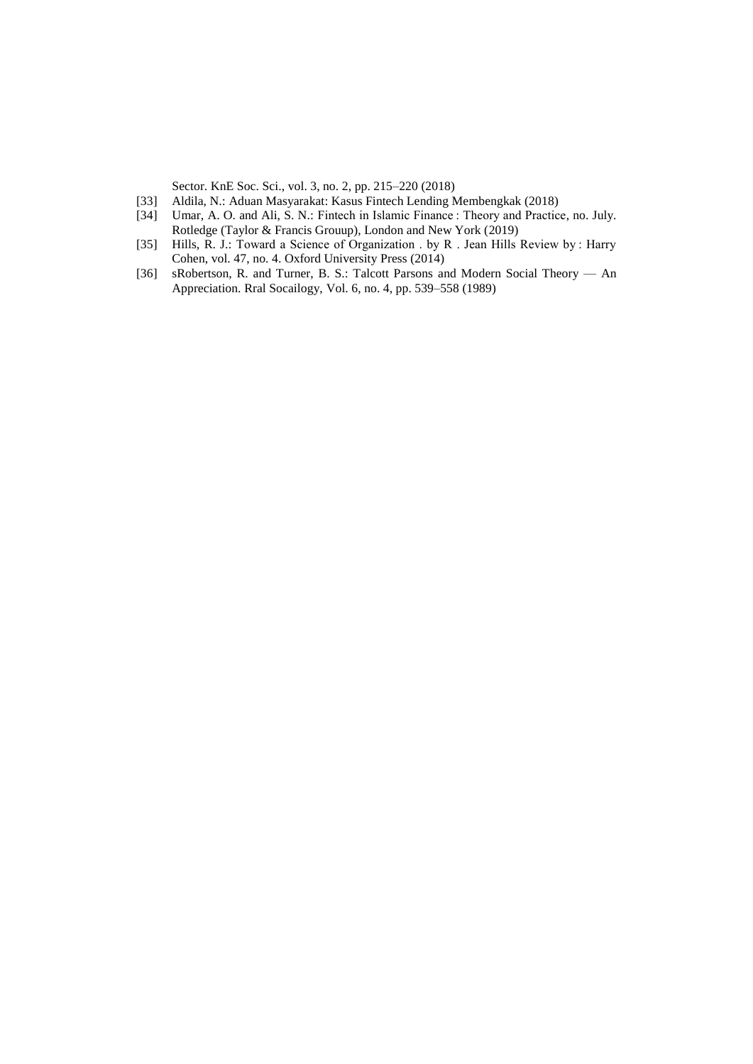Sector. KnE Soc. Sci., vol. 3, no. 2, pp. 215–220 (2018)

[33] Aldila, N.: Aduan Masyarakat: Kasus Fintech Lending Membengkak (2018)

[34] Umar, A. O. and Ali, S. N.: Fintech in Islamic Finance : Theory and Practice, no. July. Rotledge (Taylor & Francis Grouup), London and New York (2019)

[35] Hills, R. J.: Toward a Science of Organization . by R . Jean Hills Review by : Harry Cohen, vol. 47, no. 4. Oxford University Press (2014)

[36] sRobertson, R. and Turner, B. S.: Talcott Parsons and Modern Social Theory — An Appreciation. Rral Socailogy, Vol. 6, no. 4, pp. 539–558 (1989)